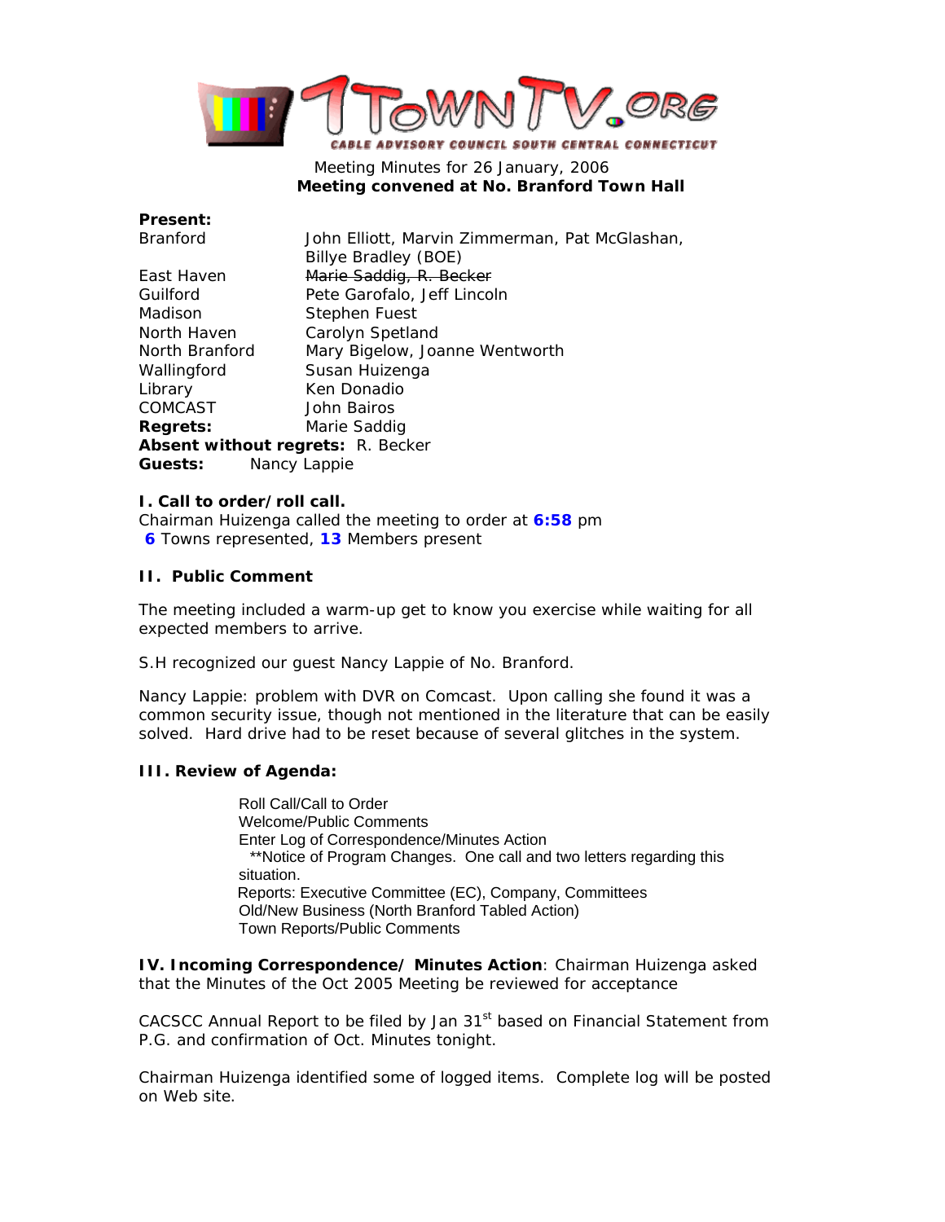1TOWNTV.ORG
CABLE ADVISORY COUNCIL SOUTH CENTRAL CONNECTICUT

Meeting Minutes for 26 January, 2006
**Meeting convened at No. Branford Town Hall**

**Present:**

| | |
|---|---|
| Branford | John Elliott, Marvin Zimmerman, Pat McGlashan, Billye Bradley (BOE) |
| East Haven | ~~Marie Saddig, R. Becker~~ |
| Guilford | Pete Garofalo, Jeff Lincoln |
| Madison | Stephen Fuest |
| North Haven | Carolyn Spetland |
| North Branford | Mary Bigelow, Joanne Wentworth |
| Wallingford | Susan Huizenga |
| Library | Ken Donadio |
| COMCAST | John Bairos |
| **Regrets:** | Marie Saddig |

**Absent without regrets:** R. Becker
**Guests:** Nancy Lappie

### I. Call to order/roll call.

Chairman Huizenga called the meeting to order at **6:58** pm
**6** Towns represented, **13** Members present

### II. Public Comment

The meeting included a warm-up get to know you exercise while waiting for all expected members to arrive.

S.H recognized our guest Nancy Lappie of No. Branford.

Nancy Lappie: problem with DVR on Comcast. Upon calling she found it was a common security issue, though not mentioned in the literature that can be easily solved. Hard drive had to be reset because of several glitches in the system.

### III. Review of Agenda:

Roll Call/Call to Order
Welcome/Public Comments
Enter Log of Correspondence/Minutes Action
  **Notice of Program Changes. One call and two letters regarding this situation.
Reports: Executive Committee (EC), Company, Committees
Old/New Business (North Branford Tabled Action)
Town Reports/Public Comments

**IV. Incoming Correspondence/ Minutes Action**: Chairman Huizenga asked that the Minutes of the Oct 2005 Meeting be reviewed for acceptance

CACSCC Annual Report to be filed by Jan 31st based on Financial Statement from P.G. and confirmation of Oct. Minutes tonight.

Chairman Huizenga identified some of logged items. Complete log will be posted on Web site.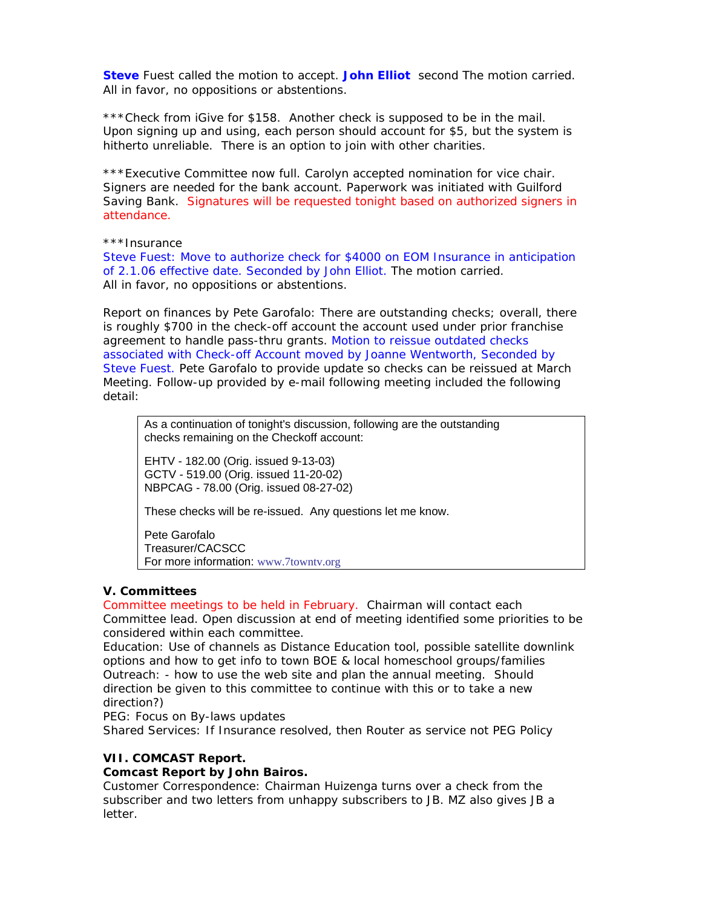**Steve** Fuest called the motion to accept. **John Elliot** second The motion carried. All in favor, no oppositions or abstentions.

***Check from iGive for $158. Another check is supposed to be in the mail. Upon signing up and using, each person should account for $5, but the system is hitherto unreliable. There is an option to join with other charities.

***Executive Committee now full. Carolyn accepted nomination for vice chair. Signers are needed for the bank account. Paperwork was initiated with Guilford Saving Bank. Signatures will be requested tonight based on authorized signers in attendance.

***Insurance
Steve Fuest: Move to authorize check for $4000 on EOM Insurance in anticipation of 2.1.06 effective date. Seconded by John Elliot. The motion carried.
All in favor, no oppositions or abstentions.

Report on finances by Pete Garofalo: There are outstanding checks; overall, there is roughly $700 in the check-off account the account used under prior franchise agreement to handle pass-thru grants. Motion to reissue outdated checks associated with Check-off Account moved by Joanne Wentworth, Seconded by Steve Fuest. Pete Garofalo to provide update so checks can be reissued at March Meeting. Follow-up provided by e-mail following meeting included the following detail:

> As a continuation of tonight's discussion, following are the outstanding checks remaining on the Checkoff account:
>
> EHTV - 182.00 (Orig. issued 9-13-03)
> GCTV - 519.00 (Orig. issued 11-20-02)
> NBPCAG - 78.00 (Orig. issued 08-27-02)
>
> These checks will be re-issued. Any questions let me know.
>
> Pete Garofalo
> Treasurer/CACSCC
> For more information: www.7towntv.org

**V. Committees**

Committee meetings to be held in February. Chairman will contact each Committee lead. Open discussion at end of meeting identified some priorities to be considered within each committee.
Education: Use of channels as Distance Education tool, possible satellite downlink options and how to get info to town BOE & local homeschool groups/families
Outreach: - how to use the web site and plan the annual meeting. Should direction be given to this committee to continue with this or to take a new direction?)
PEG: Focus on By-laws updates
Shared Services: If Insurance resolved, then Router as service not PEG Policy

**VII. COMCAST Report.**

**Comcast Report by John Bairos.**
Customer Correspondence: Chairman Huizenga turns over a check from the subscriber and two letters from unhappy subscribers to JB. MZ also gives JB a letter.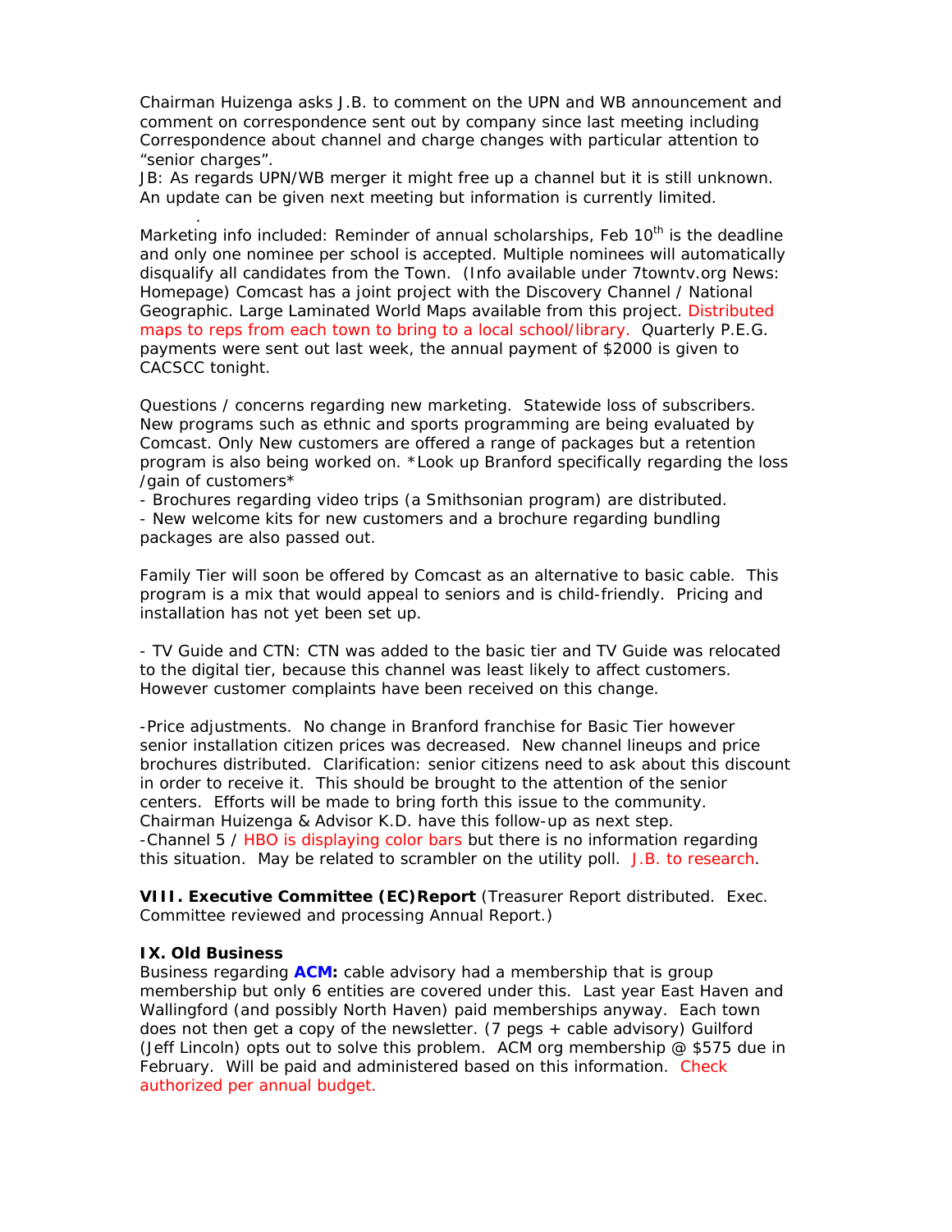Chairman Huizenga asks J.B. to comment on the UPN and WB announcement and comment on correspondence sent out by company since last meeting including Correspondence about channel and charge changes with particular attention to "senior charges".

JB: As regards UPN/WB merger it might free up a channel but it is still unknown. An update can be given next meeting but information is currently limited.

.

Marketing info included: Reminder of annual scholarships, Feb 10th is the deadline and only one nominee per school is accepted. Multiple nominees will automatically disqualify all candidates from the Town. (Info available under 7towntv.org News: Homepage) Comcast has a joint project with the Discovery Channel / National Geographic. Large Laminated World Maps available from this project. Distributed maps to reps from each town to bring to a local school/library. Quarterly P.E.G. payments were sent out last week, the annual payment of $2000 is given to CACSCC tonight.

Questions / concerns regarding new marketing. Statewide loss of subscribers. New programs such as ethnic and sports programming are being evaluated by Comcast. Only New customers are offered a range of packages but a retention program is also being worked on. *Look up Branford specifically regarding the loss /gain of customers*

- Brochures regarding video trips (a Smithsonian program) are distributed.
- New welcome kits for new customers and a brochure regarding bundling packages are also passed out.

Family Tier will soon be offered by Comcast as an alternative to basic cable. This program is a mix that would appeal to seniors and is child-friendly. Pricing and installation has not yet been set up.

- TV Guide and CTN: CTN was added to the basic tier and TV Guide was relocated to the digital tier, because this channel was least likely to affect customers. However customer complaints have been received on this change.

-Price adjustments. No change in Branford franchise for Basic Tier however senior installation citizen prices was decreased. New channel lineups and price brochures distributed. Clarification: senior citizens need to ask about this discount in order to receive it. This should be brought to the attention of the senior centers. Efforts will be made to bring forth this issue to the community. Chairman Huizenga & Advisor K.D. have this follow-up as next step.
-Channel 5 / HBO is displaying color bars but there is no information regarding this situation. May be related to scrambler on the utility poll. J.B. to research.

**VIII. Executive Committee (EC)Report** (Treasurer Report distributed. Exec. Committee reviewed and processing Annual Report.)

**IX. Old Business**
Business regarding **ACM:** cable advisory had a membership that is group membership but only 6 entities are covered under this. Last year East Haven and Wallingford (and possibly North Haven) paid memberships anyway. Each town does not then get a copy of the newsletter. (7 pegs + cable advisory) Guilford (Jeff Lincoln) opts out to solve this problem. ACM org membership @ $575 due in February. Will be paid and administered based on this information. Check authorized per annual budget.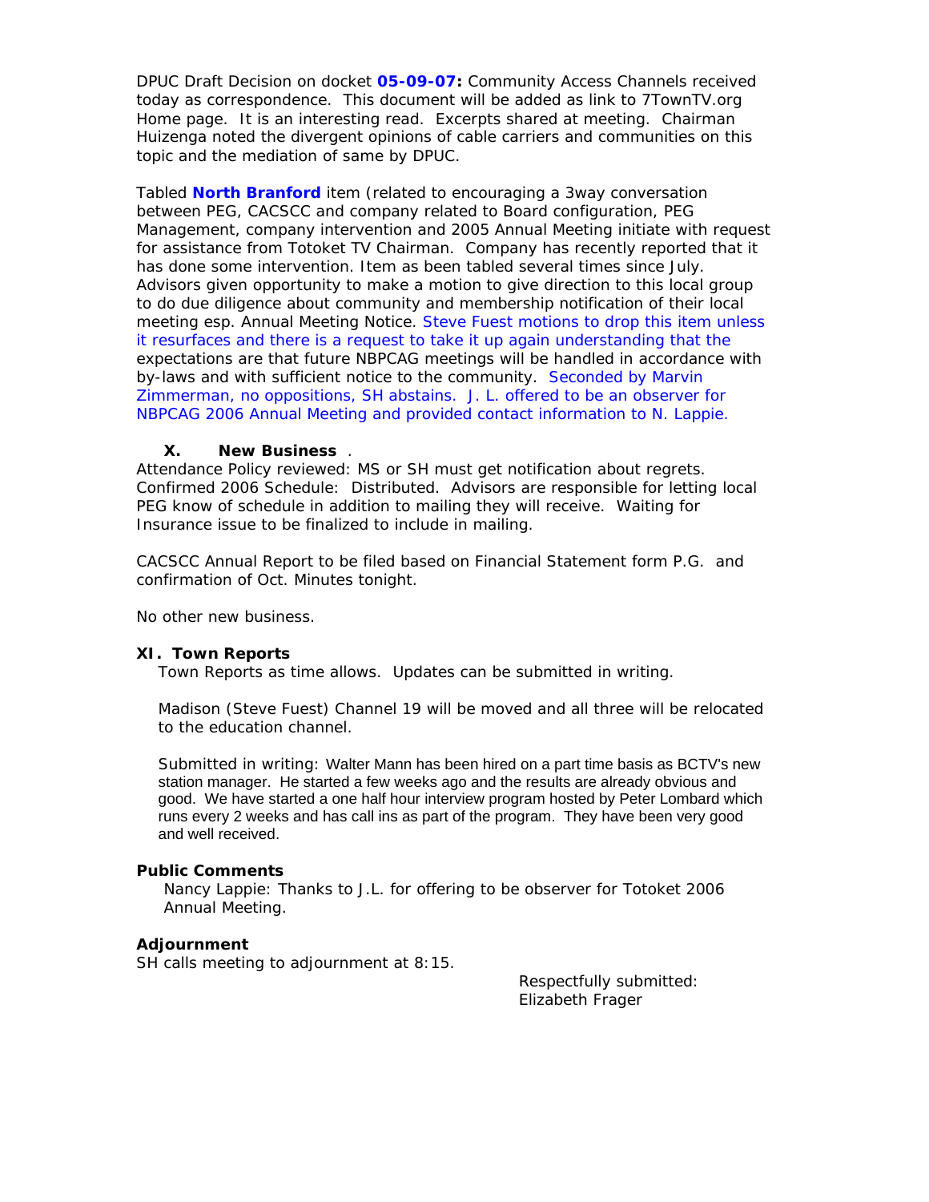DPUC Draft Decision on docket **05-09-07:** Community Access Channels received today as correspondence. This document will be added as link to 7TownTV.org Home page. It is an interesting read. Excerpts shared at meeting. Chairman Huizenga noted the divergent opinions of cable carriers and communities on this topic and the mediation of same by DPUC.

Tabled **North Branford** item (related to encouraging a 3way conversation between PEG, CACSCC and company related to Board configuration, PEG Management, company intervention and 2005 Annual Meeting initiate with request for assistance from Totoket TV Chairman. Company has recently reported that it has done some intervention. Item as been tabled several times since July. Advisors given opportunity to make a motion to give direction to this local group to do due diligence about community and membership notification of their local meeting esp. Annual Meeting Notice. Steve Fuest motions to drop this item unless it resurfaces and there is a request to take it up again understanding that the expectations are that future NBPCAG meetings will be handled in accordance with by-laws and with sufficient notice to the community. Seconded by Marvin Zimmerman, no oppositions, SH abstains. J. L. offered to be an observer for NBPCAG 2006 Annual Meeting and provided contact information to N. Lappie.

**X. New Business** .

Attendance Policy reviewed: MS or SH must get notification about regrets.
Confirmed 2006 Schedule: Distributed. Advisors are responsible for letting local PEG know of schedule in addition to mailing they will receive. Waiting for Insurance issue to be finalized to include in mailing.

CACSCC Annual Report to be filed based on Financial Statement form P.G. and confirmation of Oct. Minutes tonight.

No other new business.

**XI. Town Reports**

Town Reports as time allows. Updates can be submitted in writing.

Madison (Steve Fuest) Channel 19 will be moved and all three will be relocated to the education channel.

Submitted in writing: Walter Mann has been hired on a part time basis as BCTV's new station manager. He started a few weeks ago and the results are already obvious and good. We have started a one half hour interview program hosted by Peter Lombard which runs every 2 weeks and has call ins as part of the program. They have been very good and well received.

**Public Comments**

Nancy Lappie: Thanks to J.L. for offering to be observer for Totoket 2006 Annual Meeting.

**Adjournment**

SH calls meeting to adjournment at 8:15.

Respectfully submitted:
Elizabeth Frager